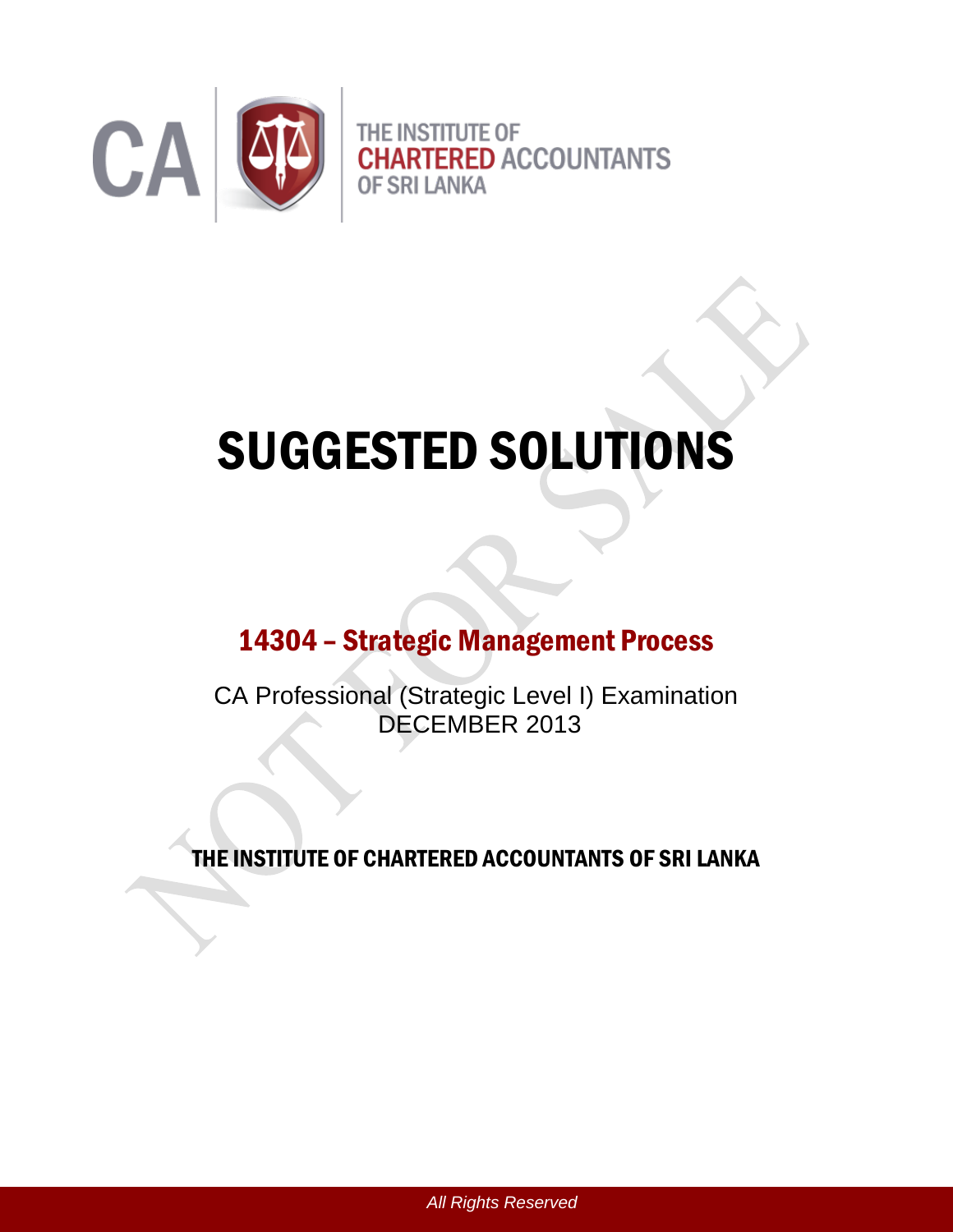CA

THE INSTITUTE OF
CHARTERED ACCOUNTANTS
OF SRI LANKA

# SUGGESTED SOLUTIONS

## 14304 – Strategic Management Process

CA Professional (Strategic Level I) Examination
DECEMBER 2013

THE INSTITUTE OF CHARTERED ACCOUNTANTS OF SRI LANKA

*All Rights Reserved*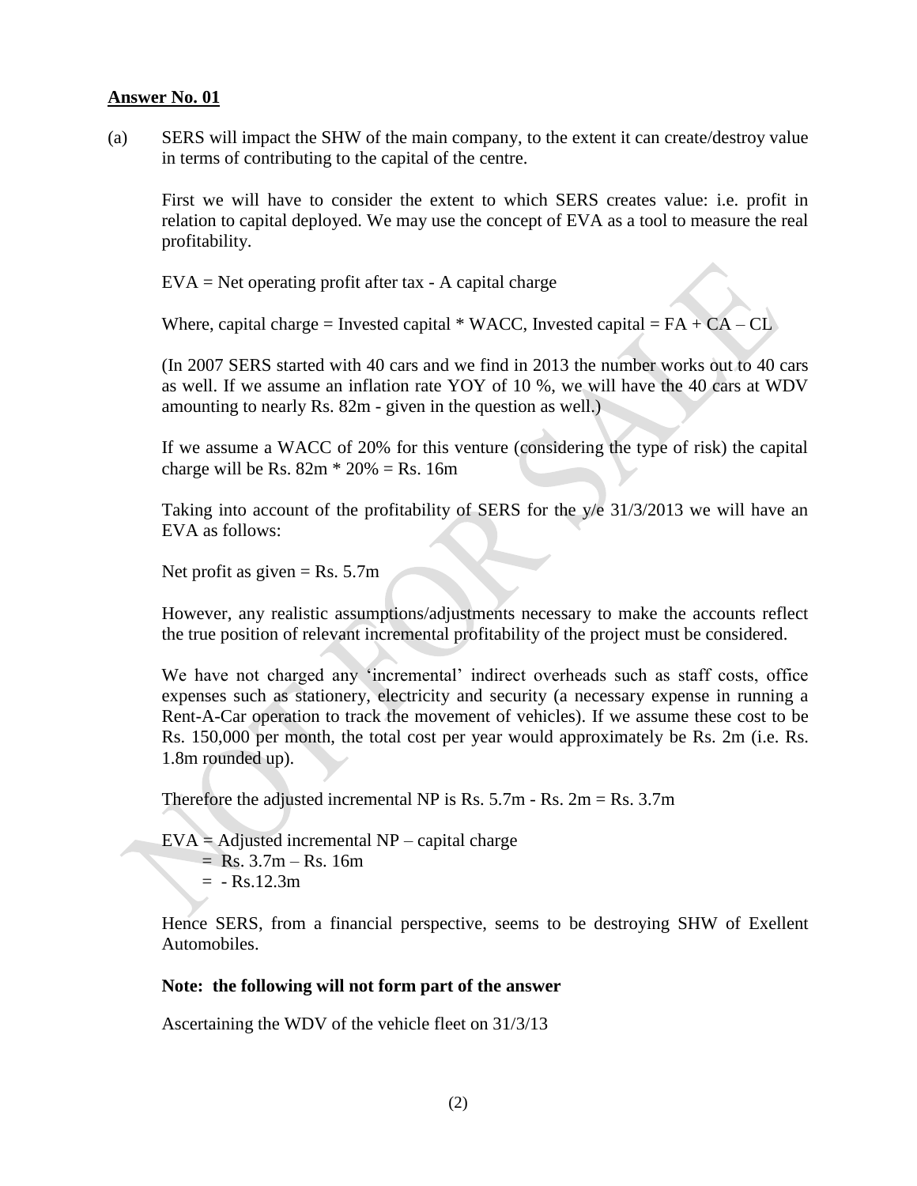## Answer No. 01

(a) SERS will impact the SHW of the main company, to the extent it can create/destroy value in terms of contributing to the capital of the centre.

First we will have to consider the extent to which SERS creates value: i.e. profit in relation to capital deployed. We may use the concept of EVA as a tool to measure the real profitability.

EVA = Net operating profit after tax - A capital charge

Where, capital charge = Invested capital * WACC, Invested capital = FA + CA – CL

(In 2007 SERS started with 40 cars and we find in 2013 the number works out to 40 cars as well. If we assume an inflation rate YOY of 10 %, we will have the 40 cars at WDV amounting to nearly Rs. 82m - given in the question as well.)

If we assume a WACC of 20% for this venture (considering the type of risk) the capital charge will be Rs. 82m * 20% = Rs. 16m

Taking into account of the profitability of SERS for the y/e 31/3/2013 we will have an EVA as follows:

Net profit as given = Rs. 5.7m

However, any realistic assumptions/adjustments necessary to make the accounts reflect the true position of relevant incremental profitability of the project must be considered.

We have not charged any 'incremental' indirect overheads such as staff costs, office expenses such as stationery, electricity and security (a necessary expense in running a Rent-A-Car operation to track the movement of vehicles). If we assume these cost to be Rs. 150,000 per month, the total cost per year would approximately be Rs. 2m (i.e. Rs. 1.8m rounded up).

Therefore the adjusted incremental NP is Rs. 5.7m - Rs. 2m = Rs. 3.7m

EVA = Adjusted incremental NP – capital charge
   = Rs. 3.7m – Rs. 16m
   = - Rs.12.3m

Hence SERS, from a financial perspective, seems to be destroying SHW of Exellent Automobiles.

**Note: the following will not form part of the answer**

Ascertaining the WDV of the vehicle fleet on 31/3/13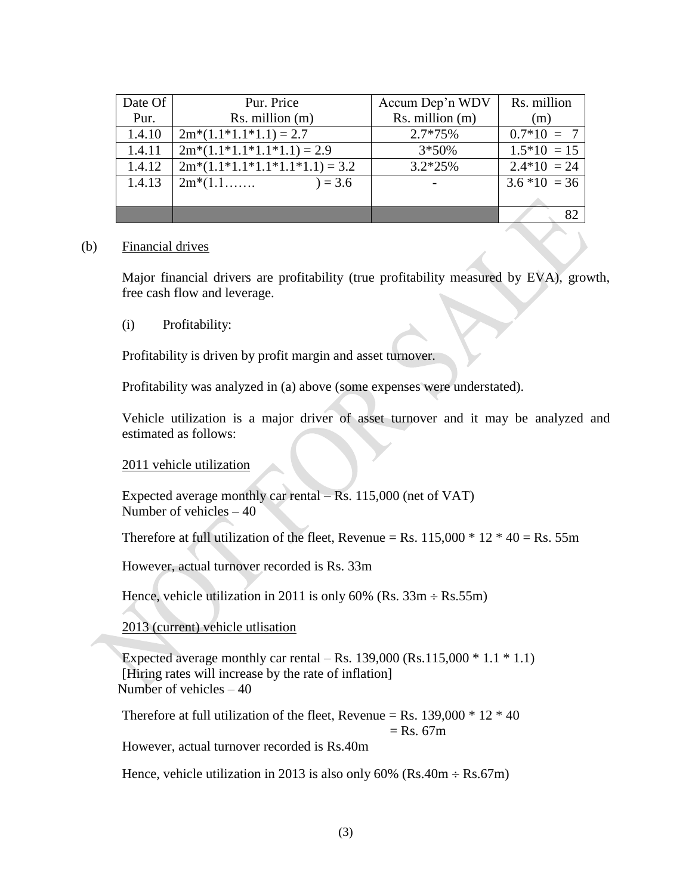| Date Of Pur. | Pur. Price Rs. million (m) | Accum Dep'n WDV Rs. million (m) | Rs. million (m) |
|---|---|---|---|
| 1.4.10 | 2m*(1.1*1.1*1.1) = 2.7 | 2.7*75% | 0.7*10 = 7 |
| 1.4.11 | 2m*(1.1*1.1*1.1*1.1) = 2.9 | 3*50% | 1.5*10 = 15 |
| 1.4.12 | 2m*(1.1*1.1*1.1*1.1*1.1) = 3.2 | 3.2*25% | 2.4*10 = 24 |
| 1.4.13 | 2m*(1.1……. ) = 3.6 | - | 3.6 *10 = 36 |
| | | | 82 |

(b) Financial drives

Major financial drivers are profitability (true profitability measured by EVA), growth, free cash flow and leverage.

(i) Profitability:

Profitability is driven by profit margin and asset turnover.

Profitability was analyzed in (a) above (some expenses were understated).

Vehicle utilization is a major driver of asset turnover and it may be analyzed and estimated as follows:

2011 vehicle utilization

Expected average monthly car rental – Rs. 115,000 (net of VAT)
Number of vehicles – 40

Therefore at full utilization of the fleet, Revenue = Rs. 115,000 * 12 * 40 = Rs. 55m

However, actual turnover recorded is Rs. 33m

Hence, vehicle utilization in 2011 is only 60% (Rs. 33m ÷ Rs.55m)

2013 (current) vehicle utlisation

Expected average monthly car rental – Rs. 139,000 (Rs.115,000 * 1.1 * 1.1)
[Hiring rates will increase by the rate of inflation]
Number of vehicles – 40

Therefore at full utilization of the fleet, Revenue = Rs. 139,000 * 12 * 40
= Rs. 67m

However, actual turnover recorded is Rs.40m

Hence, vehicle utilization in 2013 is also only 60% (Rs.40m ÷ Rs.67m)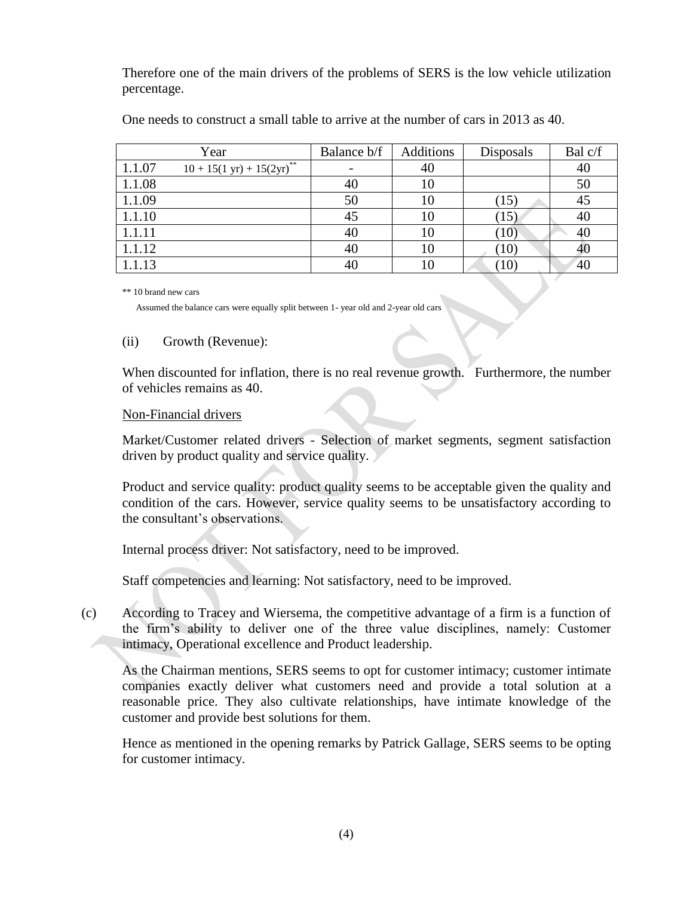Therefore one of the main drivers of the problems of SERS is the low vehicle utilization percentage.

One needs to construct a small table to arrive at the number of cars in 2013 as 40.

| Year | | Balance b/f | Additions | Disposals | Bal c/f |
|---|---|---|---|---|---|
| 1.1.07 | 10 + 15(1 yr) + 15(2yr)** | - | 40 | | 40 |
| 1.1.08 | | 40 | 10 | | 50 |
| 1.1.09 | | 50 | 10 | (15) | 45 |
| 1.1.10 | | 45 | 10 | (15) | 40 |
| 1.1.11 | | 40 | 10 | (10) | 40 |
| 1.1.12 | | 40 | 10 | (10) | 40 |
| 1.1.13 | | 40 | 10 | (10) | 40 |

** 10 brand new cars

Assumed the balance cars were equally split between 1- year old and 2-year old cars

(ii) Growth (Revenue):

When discounted for inflation, there is no real revenue growth. Furthermore, the number of vehicles remains as 40.

Non-Financial drivers

Market/Customer related drivers - Selection of market segments, segment satisfaction driven by product quality and service quality.

Product and service quality: product quality seems to be acceptable given the quality and condition of the cars. However, service quality seems to be unsatisfactory according to the consultant's observations.

Internal process driver: Not satisfactory, need to be improved.

Staff competencies and learning: Not satisfactory, need to be improved.

(c) According to Tracey and Wiersema, the competitive advantage of a firm is a function of the firm's ability to deliver one of the three value disciplines, namely: Customer intimacy, Operational excellence and Product leadership.

As the Chairman mentions, SERS seems to opt for customer intimacy; customer intimate companies exactly deliver what customers need and provide a total solution at a reasonable price. They also cultivate relationships, have intimate knowledge of the customer and provide best solutions for them.

Hence as mentioned in the opening remarks by Patrick Gallage, SERS seems to be opting for customer intimacy.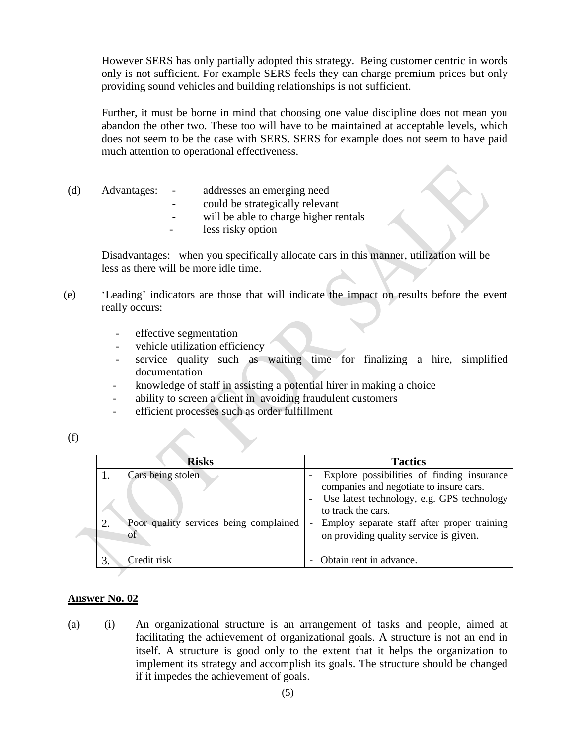However SERS has only partially adopted this strategy. Being customer centric in words only is not sufficient. For example SERS feels they can charge premium prices but only providing sound vehicles and building relationships is not sufficient.

Further, it must be borne in mind that choosing one value discipline does not mean you abandon the other two. These too will have to be maintained at acceptable levels, which does not seem to be the case with SERS. SERS for example does not seem to have paid much attention to operational effectiveness.

(d) Advantages:
- addresses an emerging need
- could be strategically relevant
- will be able to charge higher rentals
- less risky option

Disadvantages: when you specifically allocate cars in this manner, utilization will be less as there will be more idle time.

(e) 'Leading' indicators are those that will indicate the impact on results before the event really occurs:

- effective segmentation
- vehicle utilization efficiency
- service quality such as waiting time for finalizing a hire, simplified documentation
- knowledge of staff in assisting a potential hirer in making a choice
- ability to screen a client in avoiding fraudulent customers
- efficient processes such as order fulfillment

(f)

| | Risks | Tactics |
|---|---|---|
| 1. | Cars being stolen | - Explore possibilities of finding insurance companies and negotiate to insure cars.<br>- Use latest technology, e.g. GPS technology to track the cars. |
| 2. | Poor quality services being complained of | - Employ separate staff after proper training on providing quality service is given. |
| 3. | Credit risk | - Obtain rent in advance. |

**Answer No. 02**

(a) (i) An organizational structure is an arrangement of tasks and people, aimed at facilitating the achievement of organizational goals. A structure is not an end in itself. A structure is good only to the extent that it helps the organization to implement its strategy and accomplish its goals. The structure should be changed if it impedes the achievement of goals.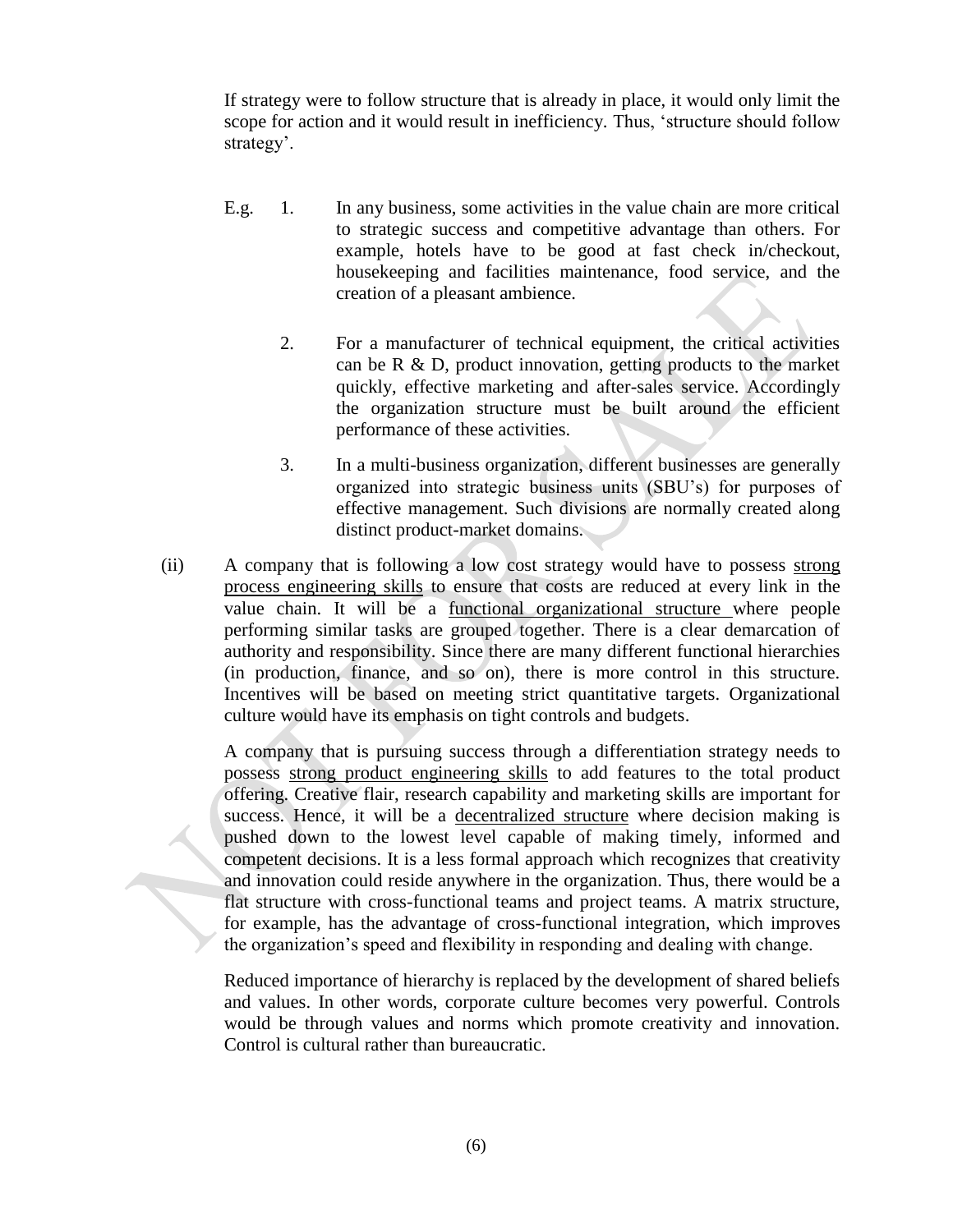If strategy were to follow structure that is already in place, it would only limit the scope for action and it would result in inefficiency. Thus, 'structure should follow strategy'.

E.g.

1. In any business, some activities in the value chain are more critical to strategic success and competitive advantage than others. For example, hotels have to be good at fast check in/checkout, housekeeping and facilities maintenance, food service, and the creation of a pleasant ambience.

2. For a manufacturer of technical equipment, the critical activities can be R & D, product innovation, getting products to the market quickly, effective marketing and after-sales service. Accordingly the organization structure must be built around the efficient performance of these activities.

3. In a multi-business organization, different businesses are generally organized into strategic business units (SBU's) for purposes of effective management. Such divisions are normally created along distinct product-market domains.

(ii) A company that is following a low cost strategy would have to possess <u>strong process engineering skills</u> to ensure that costs are reduced at every link in the value chain. It will be a <u>functional organizational structure</u> where people performing similar tasks are grouped together. There is a clear demarcation of authority and responsibility. Since there are many different functional hierarchies (in production, finance, and so on), there is more control in this structure. Incentives will be based on meeting strict quantitative targets. Organizational culture would have its emphasis on tight controls and budgets.

A company that is pursuing success through a differentiation strategy needs to possess <u>strong product engineering skills</u> to add features to the total product offering. Creative flair, research capability and marketing skills are important for success. Hence, it will be a <u>decentralized structure</u> where decision making is pushed down to the lowest level capable of making timely, informed and competent decisions. It is a less formal approach which recognizes that creativity and innovation could reside anywhere in the organization. Thus, there would be a flat structure with cross-functional teams and project teams. A matrix structure, for example, has the advantage of cross-functional integration, which improves the organization's speed and flexibility in responding and dealing with change.

Reduced importance of hierarchy is replaced by the development of shared beliefs and values. In other words, corporate culture becomes very powerful. Controls would be through values and norms which promote creativity and innovation. Control is cultural rather than bureaucratic.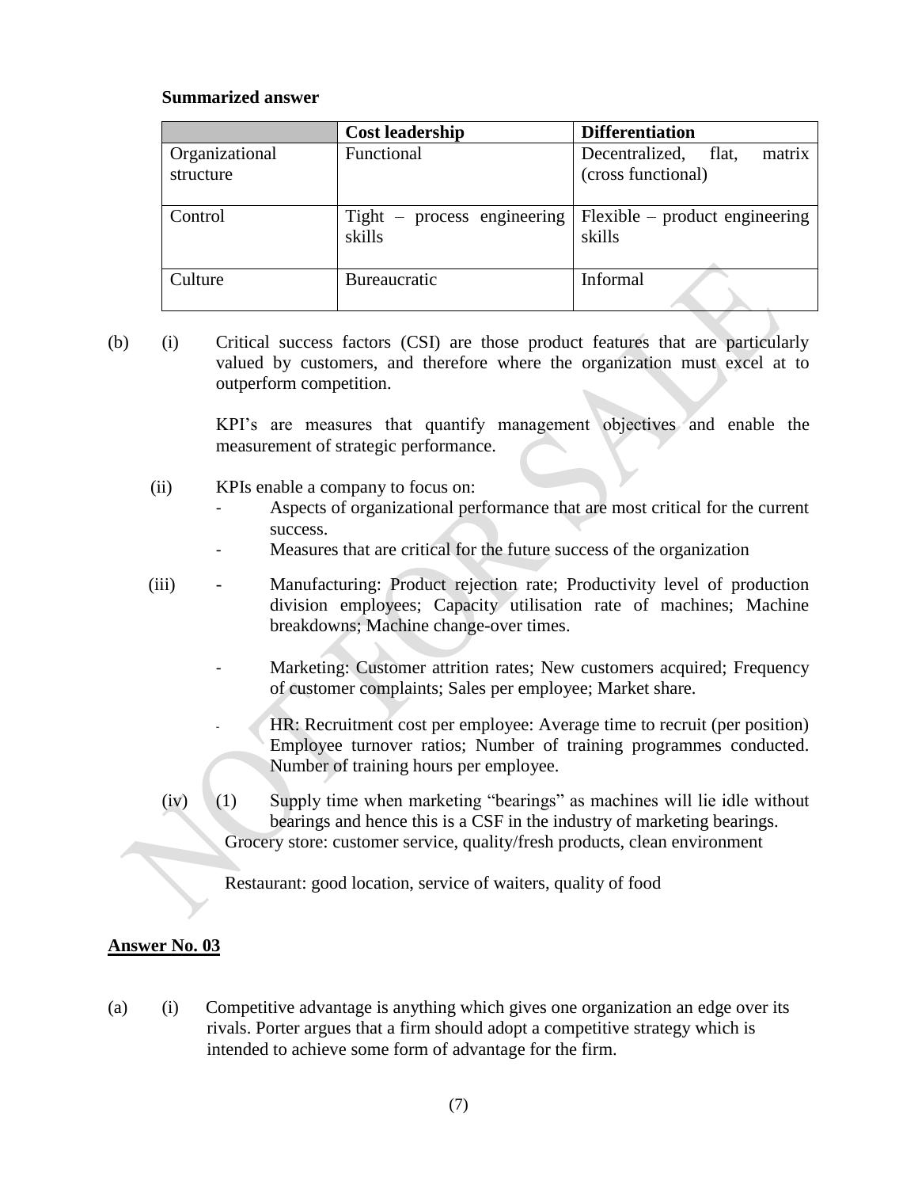**Summarized answer**

| | Cost leadership | Differentiation |
|---|---|---|
| Organizational structure | Functional | Decentralized, flat, matrix (cross functional) |
| Control | Tight – process engineering skills | Flexible – product engineering skills |
| Culture | Bureaucratic | Informal |

(b) (i) Critical success factors (CSI) are those product features that are particularly valued by customers, and therefore where the organization must excel at to outperform competition.

KPI's are measures that quantify management objectives and enable the measurement of strategic performance.

(ii) KPIs enable a company to focus on:

- Aspects of organizational performance that are most critical for the current success.
- Measures that are critical for the future success of the organization

(iii)

- Manufacturing: Product rejection rate; Productivity level of production division employees; Capacity utilisation rate of machines; Machine breakdowns; Machine change-over times.
- Marketing: Customer attrition rates; New customers acquired; Frequency of customer complaints; Sales per employee; Market share.
- HR: Recruitment cost per employee: Average time to recruit (per position) Employee turnover ratios; Number of training programmes conducted. Number of training hours per employee.

(iv) (1) Supply time when marketing "bearings" as machines will lie idle without bearings and hence this is a CSF in the industry of marketing bearings.

Grocery store: customer service, quality/fresh products, clean environment

Restaurant: good location, service of waiters, quality of food

## Answer No. 03

(a) (i) Competitive advantage is anything which gives one organization an edge over its rivals. Porter argues that a firm should adopt a competitive strategy which is intended to achieve some form of advantage for the firm.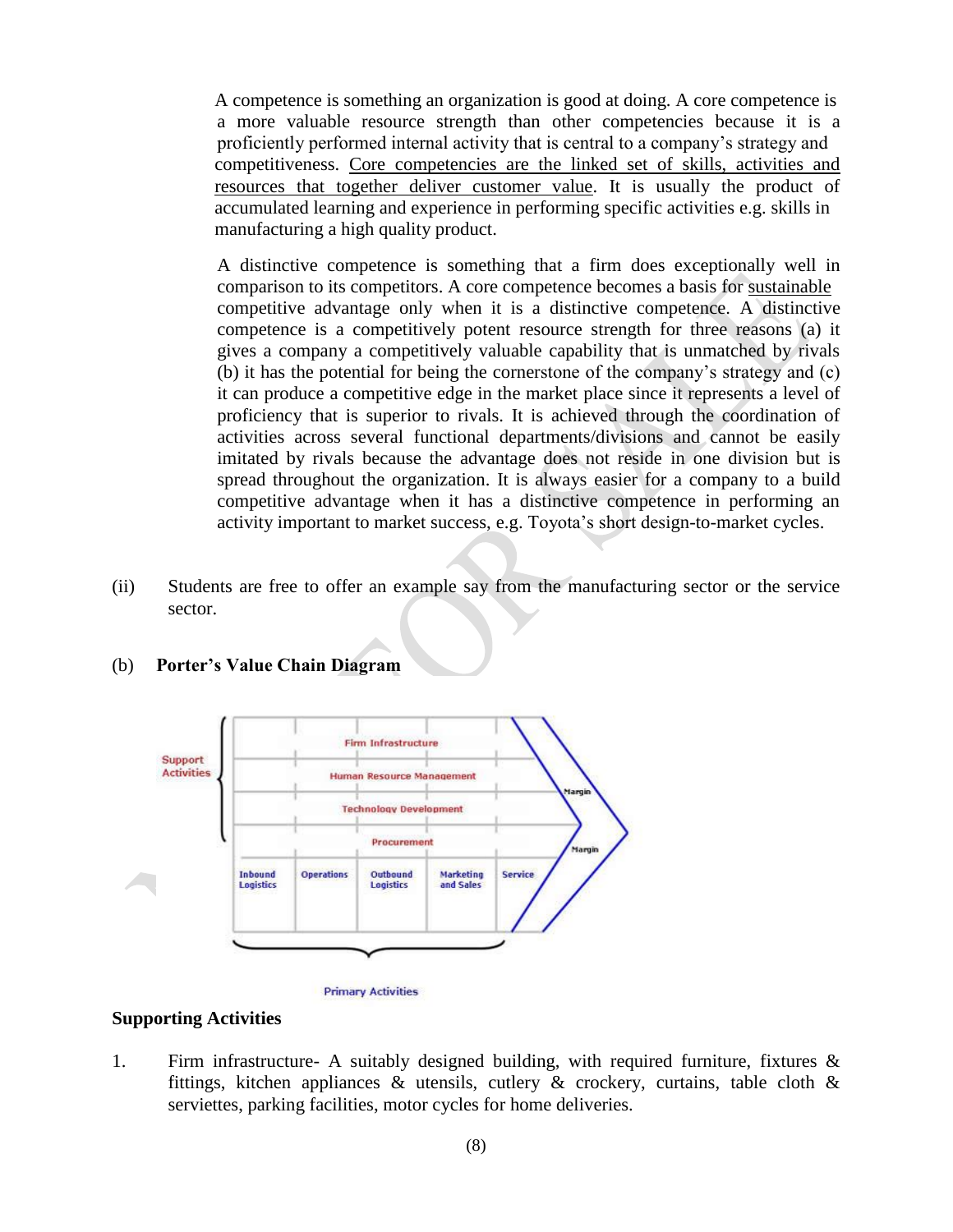A competence is something an organization is good at doing. A core competence is a more valuable resource strength than other competencies because it is a proficiently performed internal activity that is central to a company's strategy and competitiveness. Core competencies are the linked set of skills, activities and resources that together deliver customer value. It is usually the product of accumulated learning and experience in performing specific activities e.g. skills in manufacturing a high quality product.

A distinctive competence is something that a firm does exceptionally well in comparison to its competitors. A core competence becomes a basis for sustainable competitive advantage only when it is a distinctive competence. A distinctive competence is a competitively potent resource strength for three reasons (a) it gives a company a competitively valuable capability that is unmatched by rivals (b) it has the potential for being the cornerstone of the company's strategy and (c) it can produce a competitive edge in the market place since it represents a level of proficiency that is superior to rivals. It is achieved through the coordination of activities across several functional departments/divisions and cannot be easily imitated by rivals because the advantage does not reside in one division but is spread throughout the organization. It is always easier for a company to a build competitive advantage when it has a distinctive competence in performing an activity important to market success, e.g. Toyota's short design-to-market cycles.

(ii) Students are free to offer an example say from the manufacturing sector or the service sector.

(b) **Porter's Value Chain Diagram**

Support Activities: Firm Infrastructure; Human Resource Management; Technology Development; Procurement

Primary Activities: Inbound Logistics; Operations; Outbound Logistics; Marketing and Sales; Service

Margin

**Supporting Activities**

1. Firm infrastructure- A suitably designed building, with required furniture, fixtures & fittings, kitchen appliances & utensils, cutlery & crockery, curtains, table cloth & serviettes, parking facilities, motor cycles for home deliveries.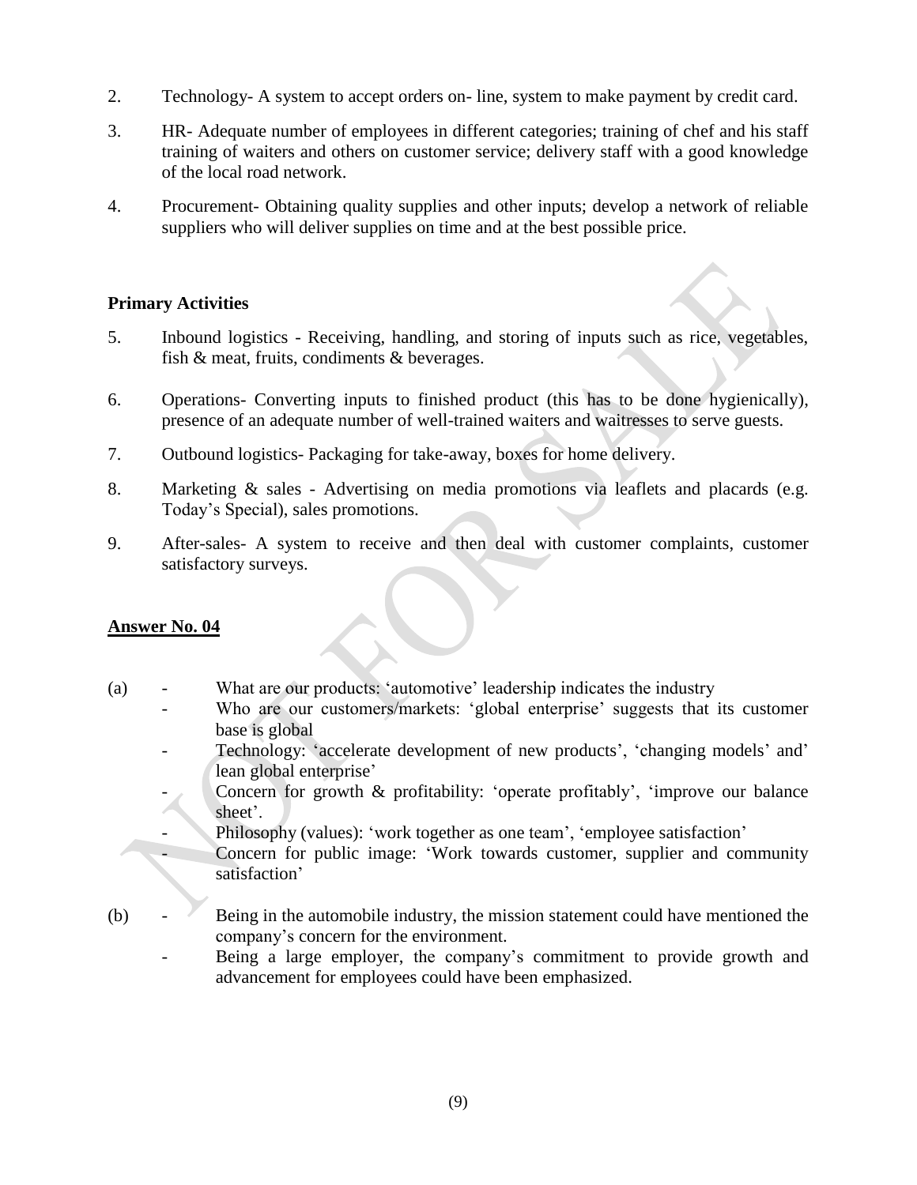2. Technology- A system to accept orders on- line, system to make payment by credit card.

3. HR- Adequate number of employees in different categories; training of chef and his staff training of waiters and others on customer service; delivery staff with a good knowledge of the local road network.

4. Procurement- Obtaining quality supplies and other inputs; develop a network of reliable suppliers who will deliver supplies on time and at the best possible price.

**Primary Activities**

5. Inbound logistics - Receiving, handling, and storing of inputs such as rice, vegetables, fish & meat, fruits, condiments & beverages.

6. Operations- Converting inputs to finished product (this has to be done hygienically), presence of an adequate number of well-trained waiters and waitresses to serve guests.

7. Outbound logistics- Packaging for take-away, boxes for home delivery.

8. Marketing & sales - Advertising on media promotions via leaflets and placards (e.g. Today's Special), sales promotions.

9. After-sales- A system to receive and then deal with customer complaints, customer satisfactory surveys.

**Answer No. 04**

(a)
- What are our products: 'automotive' leadership indicates the industry
- Who are our customers/markets: 'global enterprise' suggests that its customer base is global
- Technology: 'accelerate development of new products', 'changing models' and' lean global enterprise'
- Concern for growth & profitability: 'operate profitably', 'improve our balance sheet'.
- Philosophy (values): 'work together as one team', 'employee satisfaction'
- Concern for public image: 'Work towards customer, supplier and community satisfaction'

(b)
- Being in the automobile industry, the mission statement could have mentioned the company's concern for the environment.
- Being a large employer, the company's commitment to provide growth and advancement for employees could have been emphasized.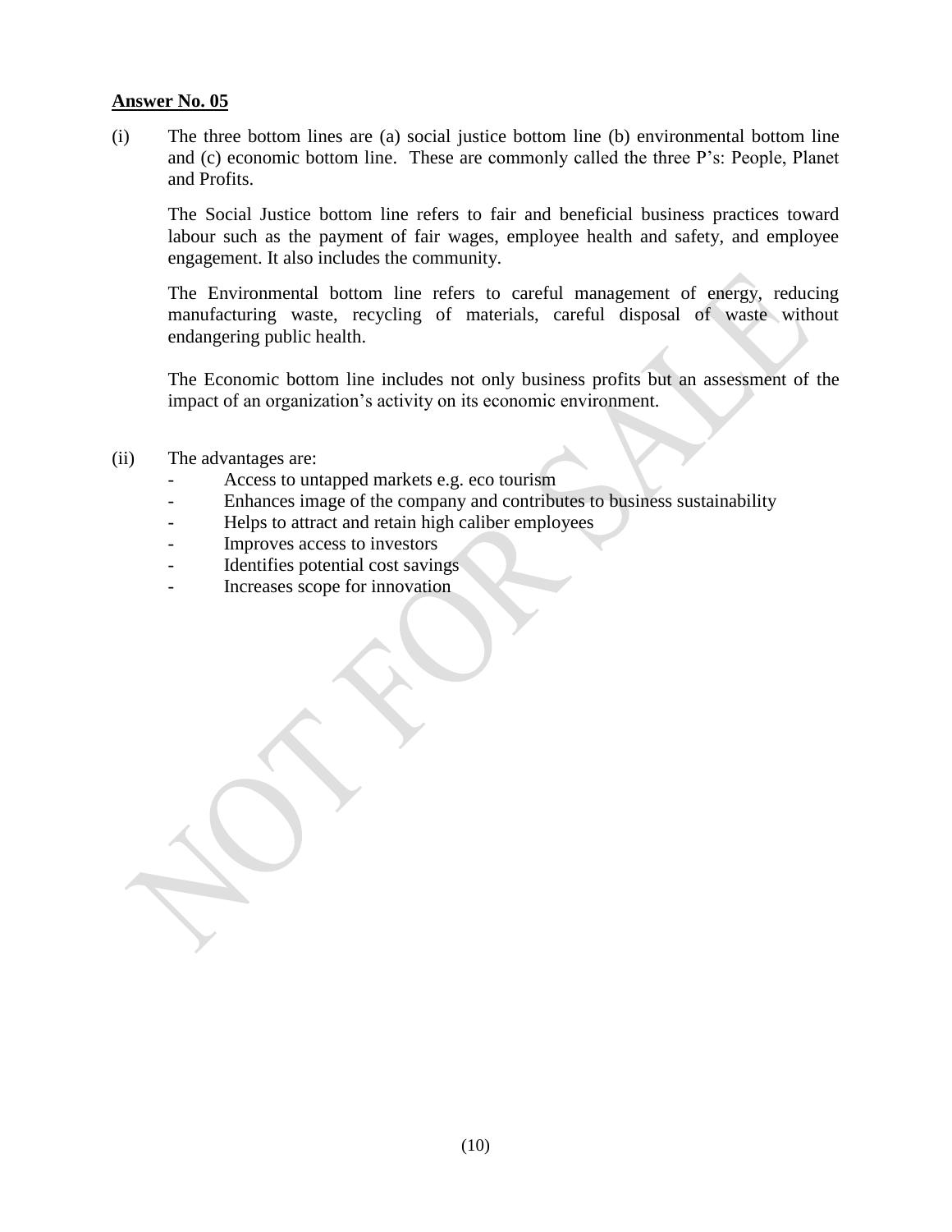**Answer No. 05**

(i) The three bottom lines are (a) social justice bottom line (b) environmental bottom line and (c) economic bottom line. These are commonly called the three P's: People, Planet and Profits.

The Social Justice bottom line refers to fair and beneficial business practices toward labour such as the payment of fair wages, employee health and safety, and employee engagement. It also includes the community.

The Environmental bottom line refers to careful management of energy, reducing manufacturing waste, recycling of materials, careful disposal of waste without endangering public health.

The Economic bottom line includes not only business profits but an assessment of the impact of an organization's activity on its economic environment.

(ii) The advantages are:

- Access to untapped markets e.g. eco tourism
- Enhances image of the company and contributes to business sustainability
- Helps to attract and retain high caliber employees
- Improves access to investors
- Identifies potential cost savings
- Increases scope for innovation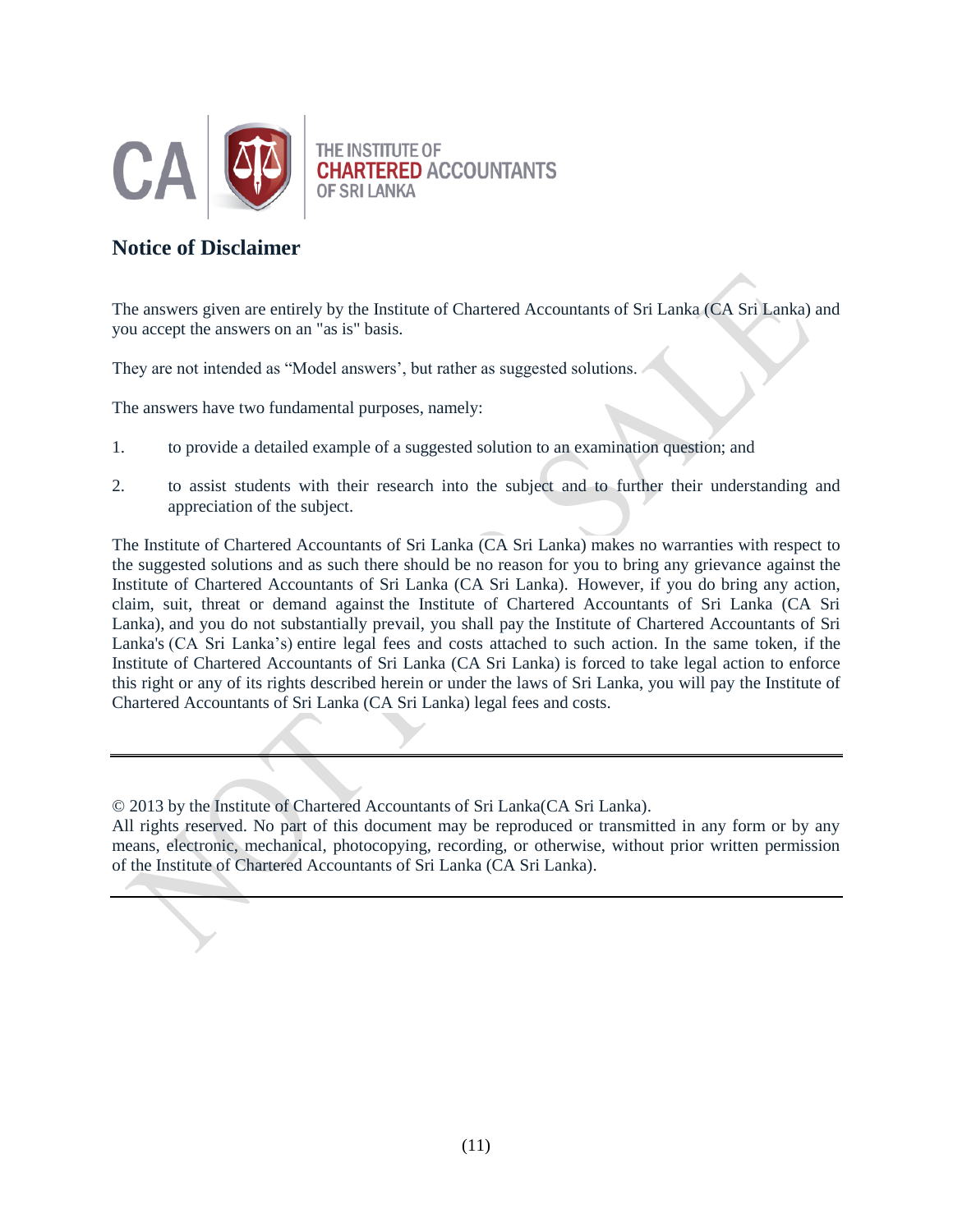THE INSTITUTE OF
CHARTERED ACCOUNTANTS
OF SRI LANKA

## Notice of Disclaimer

The answers given are entirely by the Institute of Chartered Accountants of Sri Lanka (CA Sri Lanka) and you accept the answers on an "as is" basis.

They are not intended as "Model answers', but rather as suggested solutions.

The answers have two fundamental purposes, namely:

1. to provide a detailed example of a suggested solution to an examination question; and

2. to assist students with their research into the subject and to further their understanding and appreciation of the subject.

The Institute of Chartered Accountants of Sri Lanka (CA Sri Lanka) makes no warranties with respect to the suggested solutions and as such there should be no reason for you to bring any grievance against the Institute of Chartered Accountants of Sri Lanka (CA Sri Lanka). However, if you do bring any action, claim, suit, threat or demand against the Institute of Chartered Accountants of Sri Lanka (CA Sri Lanka), and you do not substantially prevail, you shall pay the Institute of Chartered Accountants of Sri Lanka's (CA Sri Lanka's) entire legal fees and costs attached to such action. In the same token, if the Institute of Chartered Accountants of Sri Lanka (CA Sri Lanka) is forced to take legal action to enforce this right or any of its rights described herein or under the laws of Sri Lanka, you will pay the Institute of Chartered Accountants of Sri Lanka (CA Sri Lanka) legal fees and costs.

---

© 2013 by the Institute of Chartered Accountants of Sri Lanka(CA Sri Lanka).
All rights reserved. No part of this document may be reproduced or transmitted in any form or by any means, electronic, mechanical, photocopying, recording, or otherwise, without prior written permission of the Institute of Chartered Accountants of Sri Lanka (CA Sri Lanka).

---